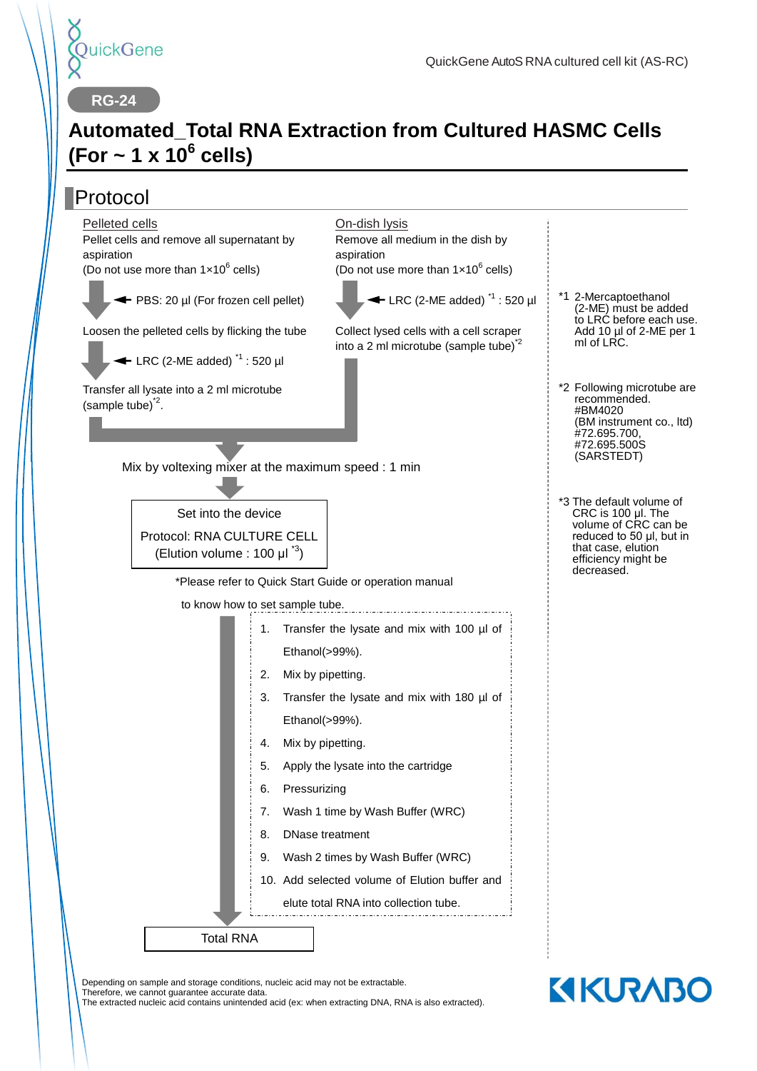QuickGene

QuickGene AutoS RNA cultured cell kit (AS-RC)

RG-24

# Automated_Total RNA Extraction from Cultured HASMC Cells (For ~ 1 x $10^6$ cells)

## Protocol

**Pelleted cells**

Pellet cells and remove all supernatant by aspiration
(Do not use more than $1×10^6$ cells)

← PBS: 20 µl (For frozen cell pellet)

Loosen the pelleted cells by flicking the tube

← LRC (2-ME added) [*1] : 520 µl

Transfer all lysate into a 2 ml microtube (sample tube)[*2].

**On-dish lysis**

Remove all medium in the dish by aspiration
(Do not use more than $1×10^6$ cells)

← LRC (2-ME added) [*1] : 520 µl

Collect lysed cells with a cell scraper into a 2 ml microtube (sample tube)[*2]

Mix by voltexing mixer at the maximum speed : 1 min

Set into the device
Protocol: RNA CULTURE CELL
(Elution volume : 100 µl [*3])

*Please refer to Quick Start Guide or operation manual to know how to set sample tube.

1. Transfer the lysate and mix with 100 µl of Ethanol(>99%).
2. Mix by pipetting.
3. Transfer the lysate and mix with 180 µl of Ethanol(>99%).
4. Mix by pipetting.
5. Apply the lysate into the cartridge
6. Pressurizing
7. Wash 1 time by Wash Buffer (WRC)
8. DNase treatment
9. Wash 2 times by Wash Buffer (WRC)
10. Add selected volume of Elution buffer and elute total RNA into collection tube.

Total RNA

*1 2-Mercaptoethanol (2-ME) must be added to LRC before each use. Add 10 µl of 2-ME per 1 ml of LRC.

*2 Following microtube are recommended.
#BM4020
(BM instrument co., ltd)
#72.695.700,
#72.695.500S
(SARSTEDT)

*3 The default volume of CRC is 100 µl. The volume of CRC can be reduced to 50 µl, but in that case, elution efficiency might be decreased.

Depending on sample and storage conditions, nucleic acid may not be extractable.
Therefore, we cannot guarantee accurate data.
The extracted nucleic acid contains unintended acid (ex: when extracting DNA, RNA is also extracted).

KURABO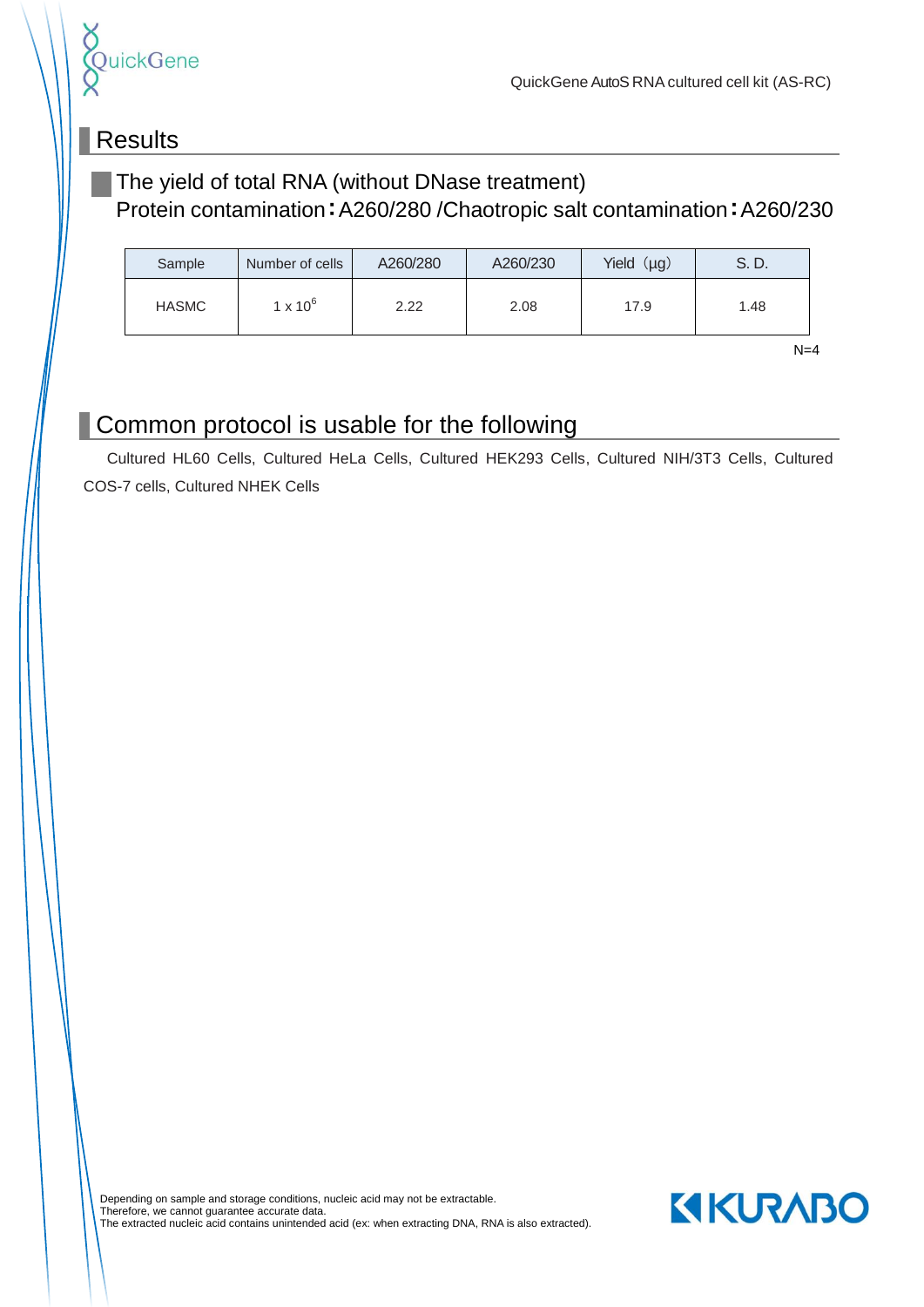## Results

### The yield of total RNA (without DNase treatment)

Protein contamination：A260/280 /Chaotropic salt contamination：A260/230

| Sample | Number of cells | A260/280 | A260/230 | Yield（µg） | S. D. |
|---|---|---|---|---|---|
| HASMC | 1 x $10^6$ | 2.22 | 2.08 | 17.9 | 1.48 |

N=4

## Common protocol is usable for the following

Cultured HL60 Cells, Cultured HeLa Cells, Cultured HEK293 Cells, Cultured NIH/3T3 Cells, Cultured COS-7 cells, Cultured NHEK Cells

Depending on sample and storage conditions, nucleic acid may not be extractable.
Therefore, we cannot guarantee accurate data.
The extracted nucleic acid contains unintended acid (ex: when extracting DNA, RNA is also extracted).